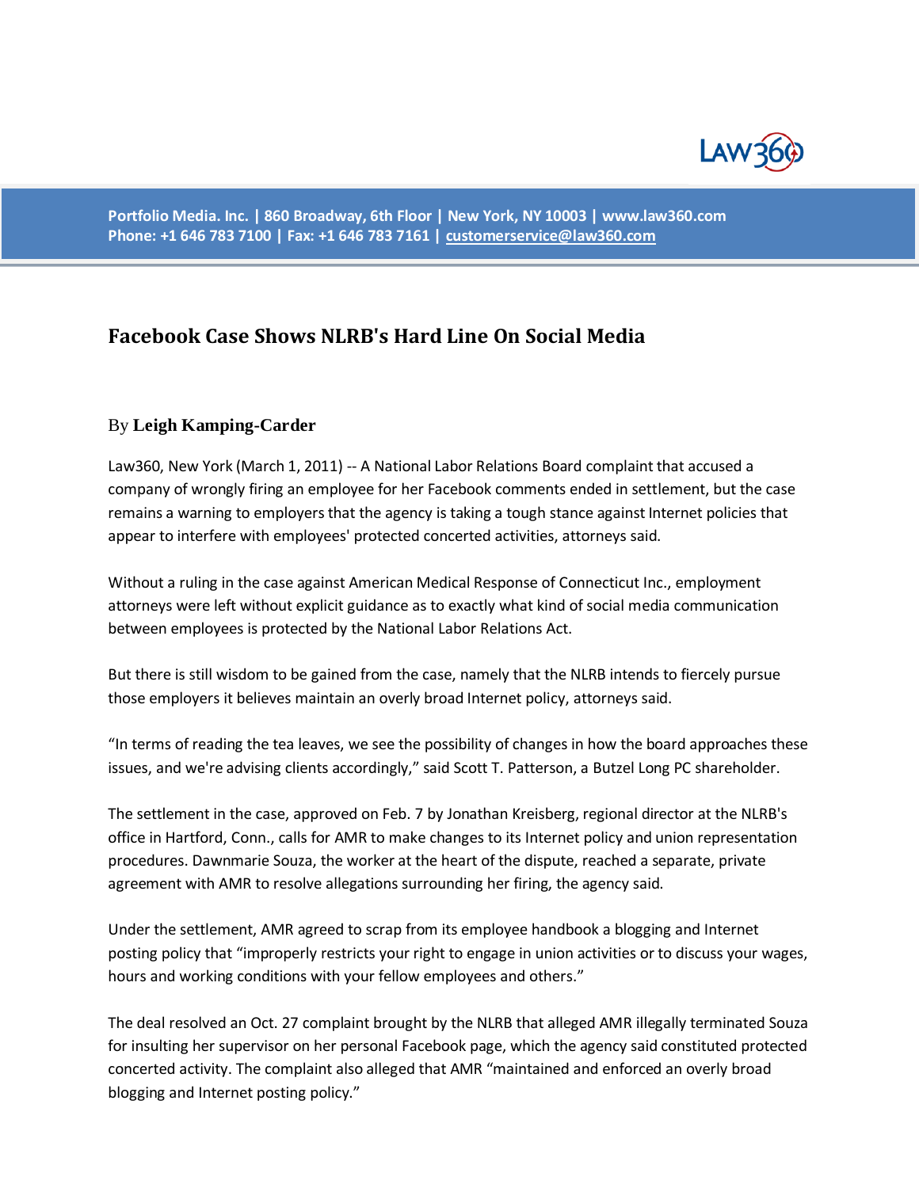Portfolio Media. Inc. | 860 Broadway, 6th Floor | New York, NY 10003 | www.law360.com
Phone: +1 646 783 7100 | Fax: +1 646 783 7161 | customerservice@law360.com

# Facebook Case Shows NLRB's Hard Line On Social Media

By **Leigh Kamping-Carder**

Law360, New York (March 1, 2011) -- A National Labor Relations Board complaint that accused a company of wrongly firing an employee for her Facebook comments ended in settlement, but the case remains a warning to employers that the agency is taking a tough stance against Internet policies that appear to interfere with employees' protected concerted activities, attorneys said.

Without a ruling in the case against American Medical Response of Connecticut Inc., employment attorneys were left without explicit guidance as to exactly what kind of social media communication between employees is protected by the National Labor Relations Act.

But there is still wisdom to be gained from the case, namely that the NLRB intends to fiercely pursue those employers it believes maintain an overly broad Internet policy, attorneys said.

"In terms of reading the tea leaves, we see the possibility of changes in how the board approaches these issues, and we're advising clients accordingly," said Scott T. Patterson, a Butzel Long PC shareholder.

The settlement in the case, approved on Feb. 7 by Jonathan Kreisberg, regional director at the NLRB's office in Hartford, Conn., calls for AMR to make changes to its Internet policy and union representation procedures. Dawnmarie Souza, the worker at the heart of the dispute, reached a separate, private agreement with AMR to resolve allegations surrounding her firing, the agency said.

Under the settlement, AMR agreed to scrap from its employee handbook a blogging and Internet posting policy that "improperly restricts your right to engage in union activities or to discuss your wages, hours and working conditions with your fellow employees and others."

The deal resolved an Oct. 27 complaint brought by the NLRB that alleged AMR illegally terminated Souza for insulting her supervisor on her personal Facebook page, which the agency said constituted protected concerted activity. The complaint also alleged that AMR "maintained and enforced an overly broad blogging and Internet posting policy."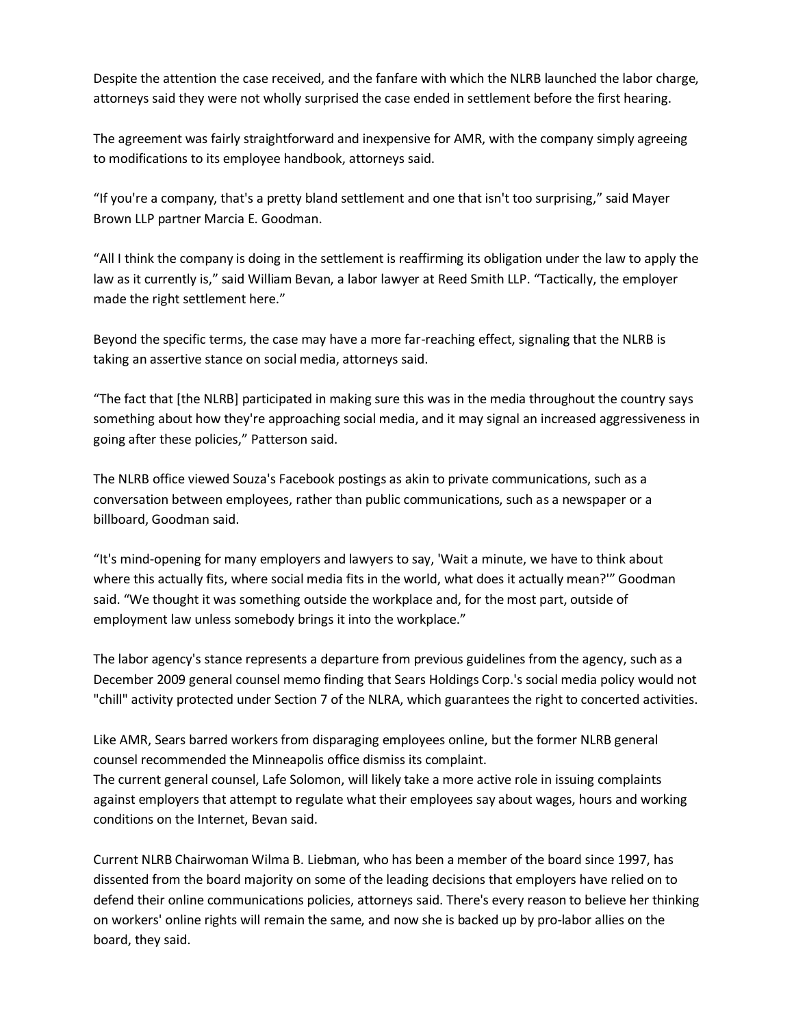Despite the attention the case received, and the fanfare with which the NLRB launched the labor charge, attorneys said they were not wholly surprised the case ended in settlement before the first hearing.

The agreement was fairly straightforward and inexpensive for AMR, with the company simply agreeing to modifications to its employee handbook, attorneys said.

“If you're a company, that's a pretty bland settlement and one that isn't too surprising,” said Mayer Brown LLP partner Marcia E. Goodman.

“All I think the company is doing in the settlement is reaffirming its obligation under the law to apply the law as it currently is,” said William Bevan, a labor lawyer at Reed Smith LLP. “Tactically, the employer made the right settlement here.”

Beyond the specific terms, the case may have a more far-reaching effect, signaling that the NLRB is taking an assertive stance on social media, attorneys said.

“The fact that [the NLRB] participated in making sure this was in the media throughout the country says something about how they're approaching social media, and it may signal an increased aggressiveness in going after these policies,” Patterson said.

The NLRB office viewed Souza's Facebook postings as akin to private communications, such as a conversation between employees, rather than public communications, such as a newspaper or a billboard, Goodman said.

“It's mind-opening for many employers and lawyers to say, 'Wait a minute, we have to think about where this actually fits, where social media fits in the world, what does it actually mean?'” Goodman said. “We thought it was something outside the workplace and, for the most part, outside of employment law unless somebody brings it into the workplace.”

The labor agency's stance represents a departure from previous guidelines from the agency, such as a December 2009 general counsel memo finding that Sears Holdings Corp.'s social media policy would not "chill" activity protected under Section 7 of the NLRA, which guarantees the right to concerted activities.

Like AMR, Sears barred workers from disparaging employees online, but the former NLRB general counsel recommended the Minneapolis office dismiss its complaint.
The current general counsel, Lafe Solomon, will likely take a more active role in issuing complaints against employers that attempt to regulate what their employees say about wages, hours and working conditions on the Internet, Bevan said.

Current NLRB Chairwoman Wilma B. Liebman, who has been a member of the board since 1997, has dissented from the board majority on some of the leading decisions that employers have relied on to defend their online communications policies, attorneys said. There's every reason to believe her thinking on workers' online rights will remain the same, and now she is backed up by pro-labor allies on the board, they said.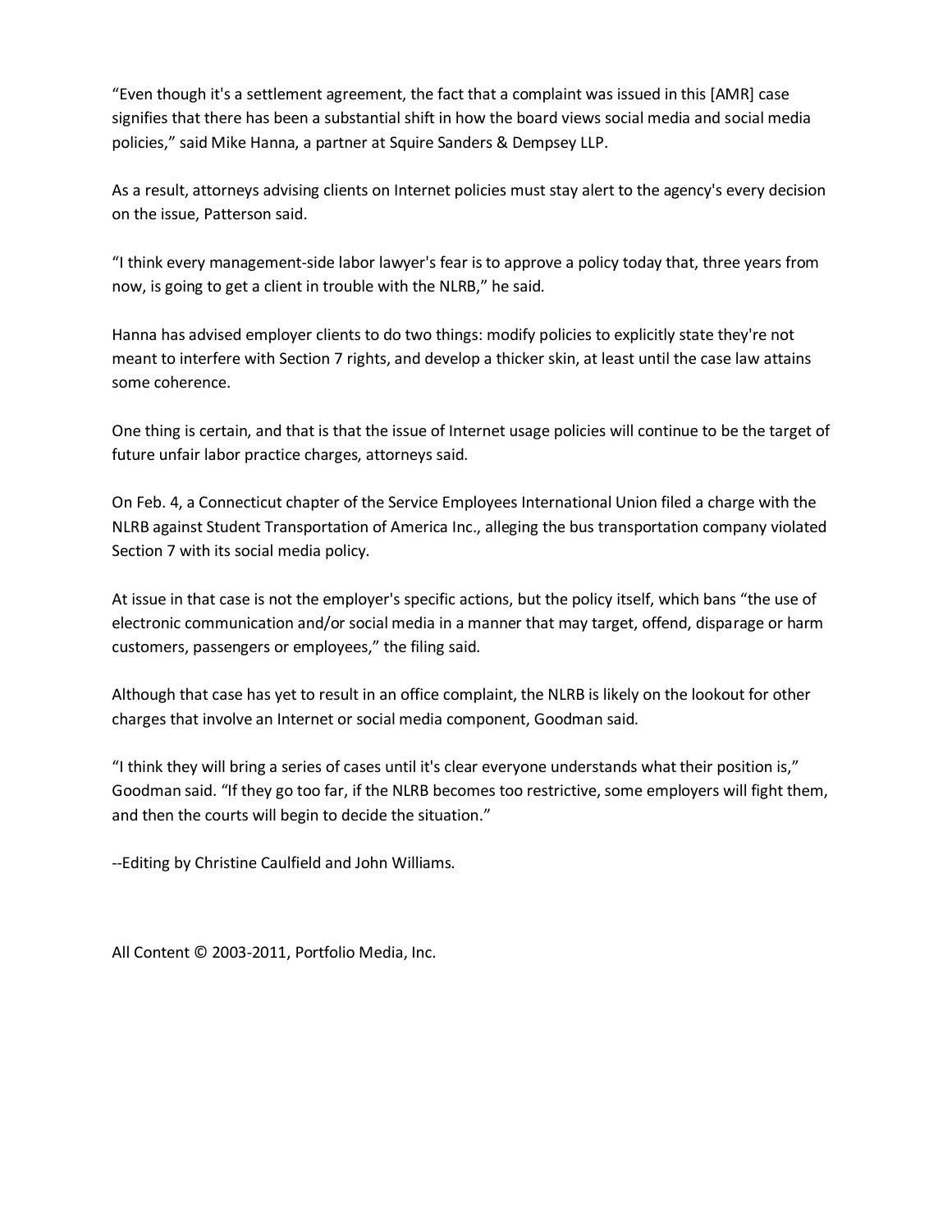"Even though it's a settlement agreement, the fact that a complaint was issued in this [AMR] case signifies that there has been a substantial shift in how the board views social media and social media policies," said Mike Hanna, a partner at Squire Sanders & Dempsey LLP.

As a result, attorneys advising clients on Internet policies must stay alert to the agency's every decision on the issue, Patterson said.

"I think every management-side labor lawyer's fear is to approve a policy today that, three years from now, is going to get a client in trouble with the NLRB," he said.

Hanna has advised employer clients to do two things: modify policies to explicitly state they're not meant to interfere with Section 7 rights, and develop a thicker skin, at least until the case law attains some coherence.

One thing is certain, and that is that the issue of Internet usage policies will continue to be the target of future unfair labor practice charges, attorneys said.

On Feb. 4, a Connecticut chapter of the Service Employees International Union filed a charge with the NLRB against Student Transportation of America Inc., alleging the bus transportation company violated Section 7 with its social media policy.

At issue in that case is not the employer's specific actions, but the policy itself, which bans "the use of electronic communication and/or social media in a manner that may target, offend, disparage or harm customers, passengers or employees," the filing said.

Although that case has yet to result in an office complaint, the NLRB is likely on the lookout for other charges that involve an Internet or social media component, Goodman said.

"I think they will bring a series of cases until it's clear everyone understands what their position is," Goodman said. "If they go too far, if the NLRB becomes too restrictive, some employers will fight them, and then the courts will begin to decide the situation."

--Editing by Christine Caulfield and John Williams.

All Content © 2003-2011, Portfolio Media, Inc.